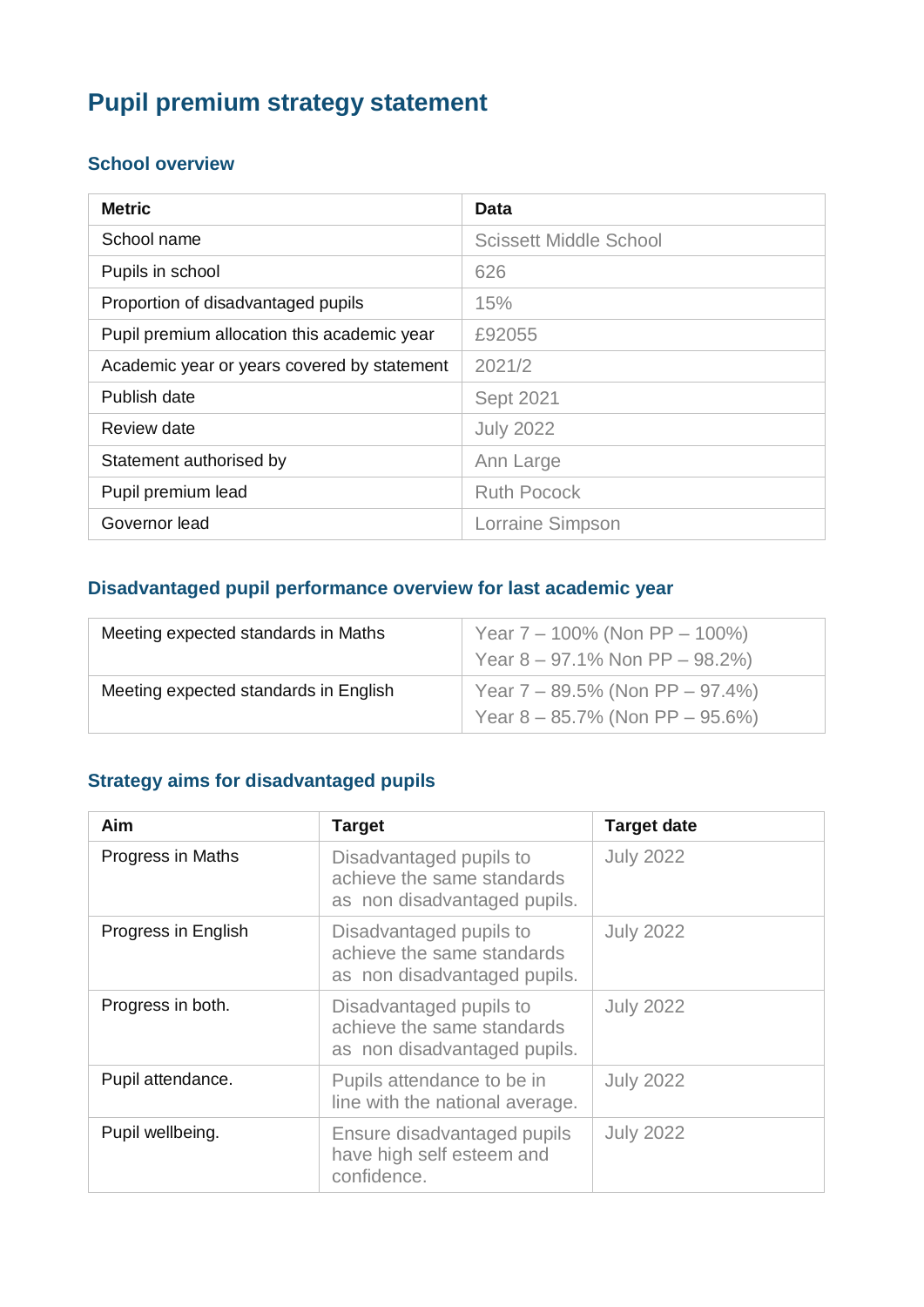# Pupil premium strategy statement

## School overview

| Metric | Data |
|---|---|
| School name | Scissett Middle School |
| Pupils in school | 626 |
| Proportion of disadvantaged pupils | 15% |
| Pupil premium allocation this academic year | £92055 |
| Academic year or years covered by statement | 2021/2 |
| Publish date | Sept 2021 |
| Review date | July 2022 |
| Statement authorised by | Ann Large |
| Pupil premium lead | Ruth Pocock |
| Governor lead | Lorraine Simpson |

## Disadvantaged pupil performance overview for last academic year

| | |
|---|---|
| Meeting expected standards in Maths | Year 7 – 100% (Non PP – 100%)<br>Year 8 – 97.1% Non PP – 98.2%) |
| Meeting expected standards in English | Year 7 – 89.5% (Non PP – 97.4%)<br>Year 8 – 85.7% (Non PP – 95.6%) |

## Strategy aims for disadvantaged pupils

| Aim | Target | Target date |
|---|---|---|
| Progress in Maths | Disadvantaged pupils to achieve the same standards as non disadvantaged pupils. | July 2022 |
| Progress in English | Disadvantaged pupils to achieve the same standards as non disadvantaged pupils. | July 2022 |
| Progress in both. | Disadvantaged pupils to achieve the same standards as non disadvantaged pupils. | July 2022 |
| Pupil attendance. | Pupils attendance to be in line with the national average. | July 2022 |
| Pupil wellbeing. | Ensure disadvantaged pupils have high self esteem and confidence. | July 2022 |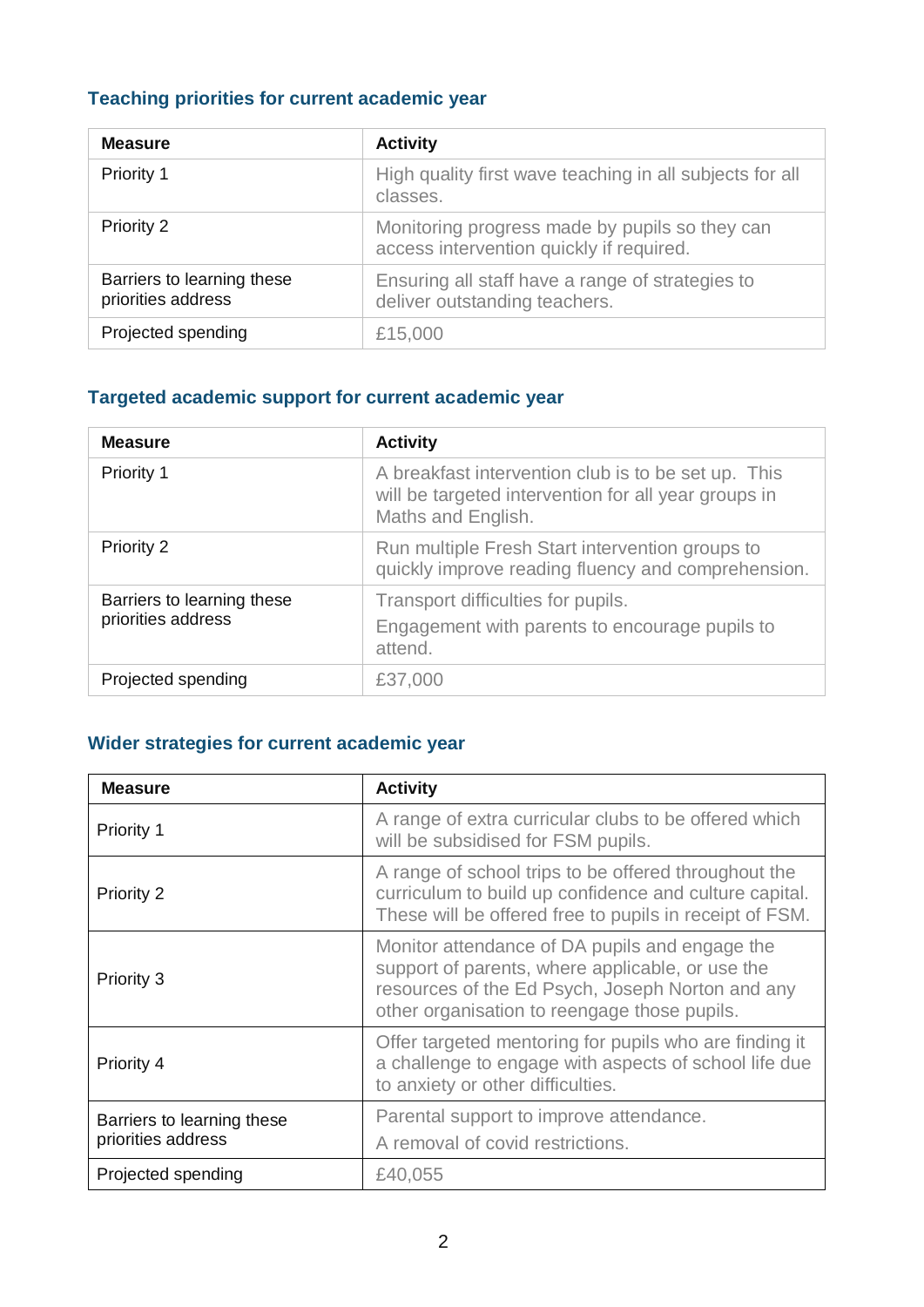### Teaching priorities for current academic year

| Measure | Activity |
| --- | --- |
| Priority 1 | High quality first wave teaching in all subjects for all classes. |
| Priority 2 | Monitoring progress made by pupils so they can access intervention quickly if required. |
| Barriers to learning these priorities address | Ensuring all staff have a range of strategies to deliver outstanding teachers. |
| Projected spending | £15,000 |

### Targeted academic support for current academic year

| Measure | Activity |
| --- | --- |
| Priority 1 | A breakfast intervention club is to be set up. This will be targeted intervention for all year groups in Maths and English. |
| Priority 2 | Run multiple Fresh Start intervention groups to quickly improve reading fluency and comprehension. |
| Barriers to learning these priorities address | Transport difficulties for pupils.<br>Engagement with parents to encourage pupils to attend. |
| Projected spending | £37,000 |

### Wider strategies for current academic year

| Measure | Activity |
| --- | --- |
| Priority 1 | A range of extra curricular clubs to be offered which will be subsidised for FSM pupils. |
| Priority 2 | A range of school trips to be offered throughout the curriculum to build up confidence and culture capital. These will be offered free to pupils in receipt of FSM. |
| Priority 3 | Monitor attendance of DA pupils and engage the support of parents, where applicable, or use the resources of the Ed Psych, Joseph Norton and any other organisation to reengage those pupils. |
| Priority 4 | Offer targeted mentoring for pupils who are finding it a challenge to engage with aspects of school life due to anxiety or other difficulties. |
| Barriers to learning these priorities address | Parental support to improve attendance.<br>A removal of covid restrictions. |
| Projected spending | £40,055 |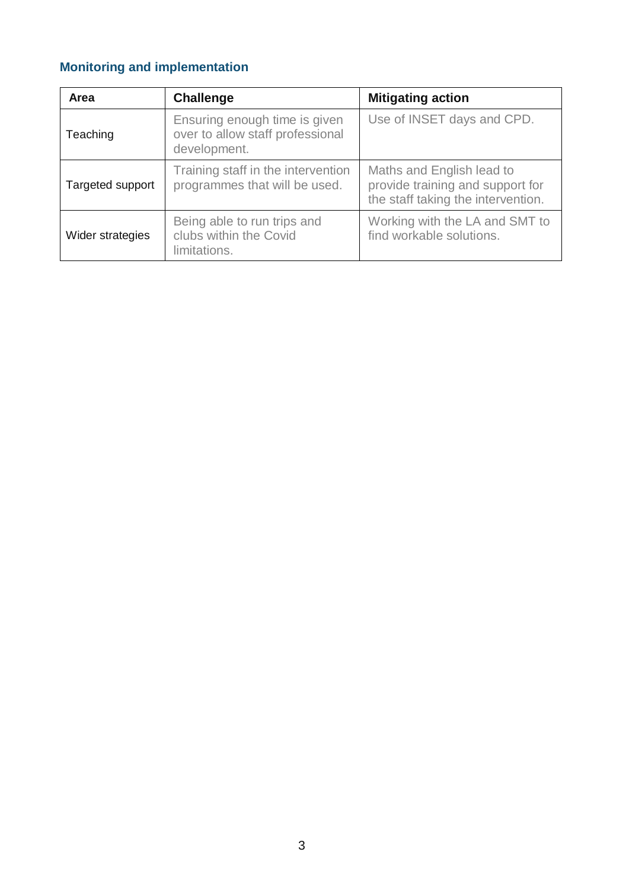## Monitoring and implementation

| Area | Challenge | Mitigating action |
| --- | --- | --- |
| Teaching | Ensuring enough time is given over to allow staff professional development. | Use of INSET days and CPD. |
| Targeted support | Training staff in the intervention programmes that will be used. | Maths and English lead to provide training and support for the staff taking the intervention. |
| Wider strategies | Being able to run trips and clubs within the Covid limitations. | Working with the LA and SMT to find workable solutions. |